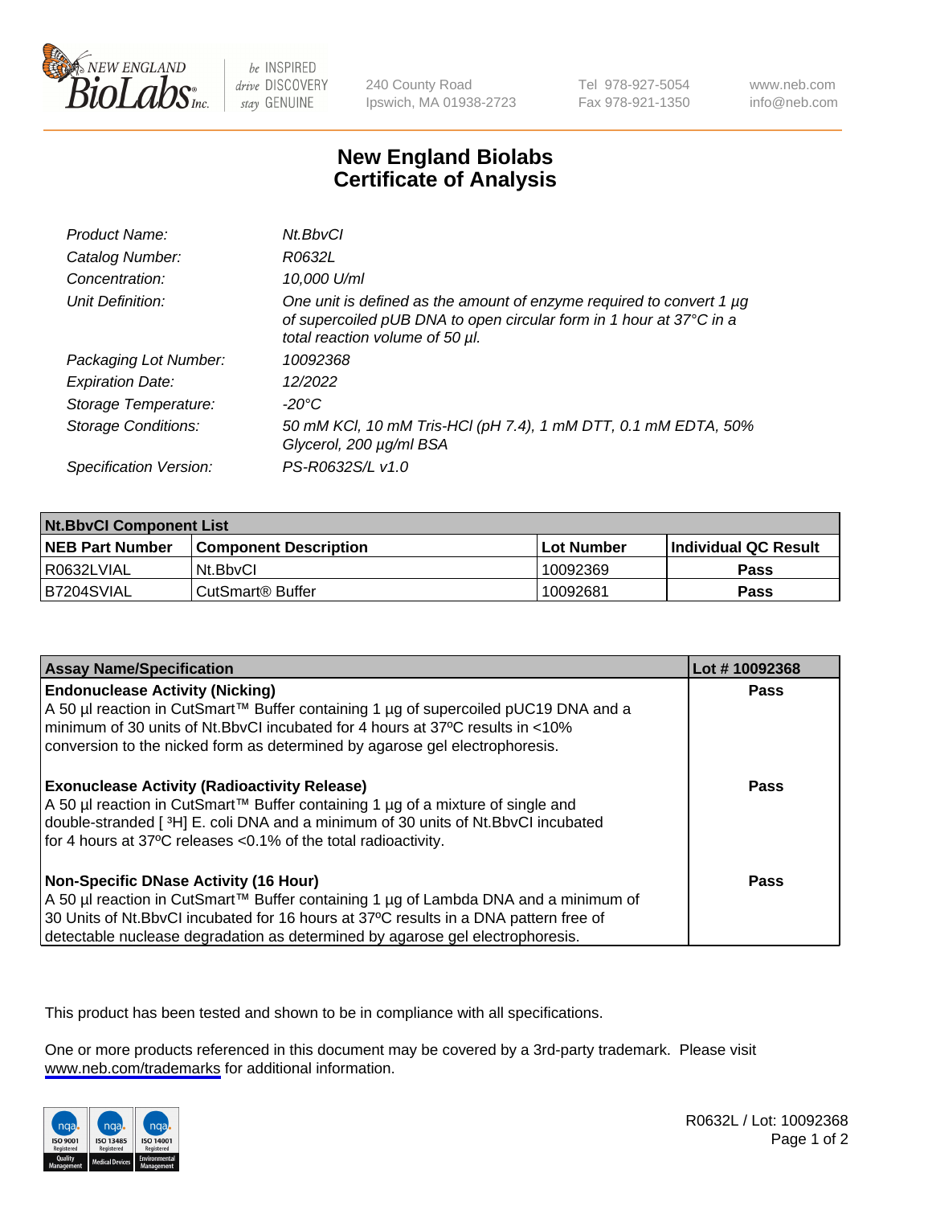# New England Biolabs Certificate of Analysis

| | |
|---|---|
| *Product Name:* | *Nt.BbvCI* |
| *Catalog Number:* | *R0632L* |
| *Concentration:* | *10,000 U/ml* |
| *Unit Definition:* | *One unit is defined as the amount of enzyme required to convert 1 µg of supercoiled pUB DNA to open circular form in 1 hour at 37°C in a total reaction volume of 50 µl.* |
| *Packaging Lot Number:* | *10092368* |
| *Expiration Date:* | *12/2022* |
| *Storage Temperature:* | *-20°C* |
| *Storage Conditions:* | *50 mM KCl, 10 mM Tris-HCl (pH 7.4), 1 mM DTT, 0.1 mM EDTA, 50% Glycerol, 200 µg/ml BSA* |
| *Specification Version:* | *PS-R0632S/L v1.0* |

| Nt.BbvCI Component List | | | |
|---|---|---|---|
| **NEB Part Number** | **Component Description** | **Lot Number** | **Individual QC Result** |
| R0632LVIAL | Nt.BbvCI | 10092369 | **Pass** |
| B7204SVIAL | CutSmart® Buffer | 10092681 | **Pass** |

| Assay Name/Specification | Lot # 10092368 |
|---|---|
| **Endonuclease Activity (Nicking)**<br>A 50 µl reaction in CutSmart™ Buffer containing 1 µg of supercoiled pUC19 DNA and a minimum of 30 units of Nt.BbvCI incubated for 4 hours at 37ºC results in <10% conversion to the nicked form as determined by agarose gel electrophoresis. | **Pass** |
| **Exonuclease Activity (Radioactivity Release)**<br>A 50 µl reaction in CutSmart™ Buffer containing 1 µg of a mixture of single and double-stranded [ $^3$H] E. coli DNA and a minimum of 30 units of Nt.BbvCI incubated for 4 hours at 37ºC releases <0.1% of the total radioactivity. | **Pass** |
| **Non-Specific DNase Activity (16 Hour)**<br>A 50 µl reaction in CutSmart™ Buffer containing 1 µg of Lambda DNA and a minimum of 30 Units of Nt.BbvCI incubated for 16 hours at 37ºC results in a DNA pattern free of detectable nuclease degradation as determined by agarose gel electrophoresis. | **Pass** |

This product has been tested and shown to be in compliance with all specifications.

One or more products referenced in this document may be covered by a 3rd-party trademark. Please visit www.neb.com/trademarks for additional information.

R0632L / Lot: 10092368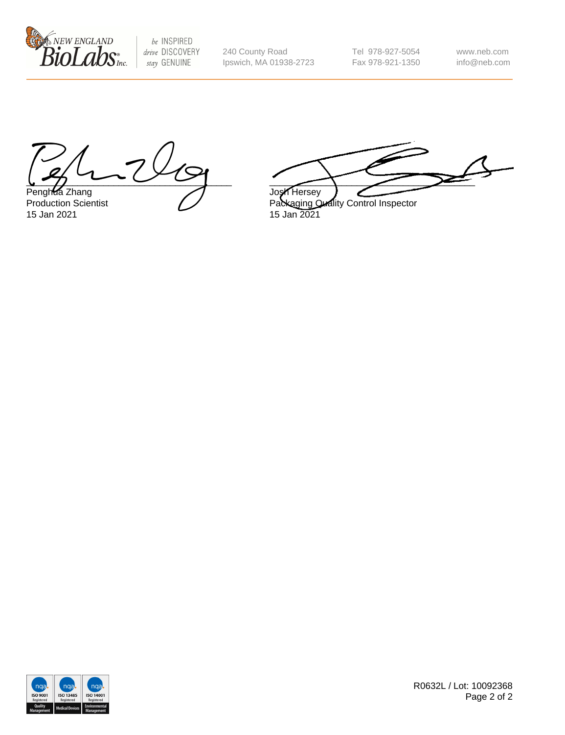Penghua Zhang
Production Scientist
15 Jan 2021

Josh Hersey
Packaging Quality Control Inspector
15 Jan 2021

R0632L / Lot: 10092368